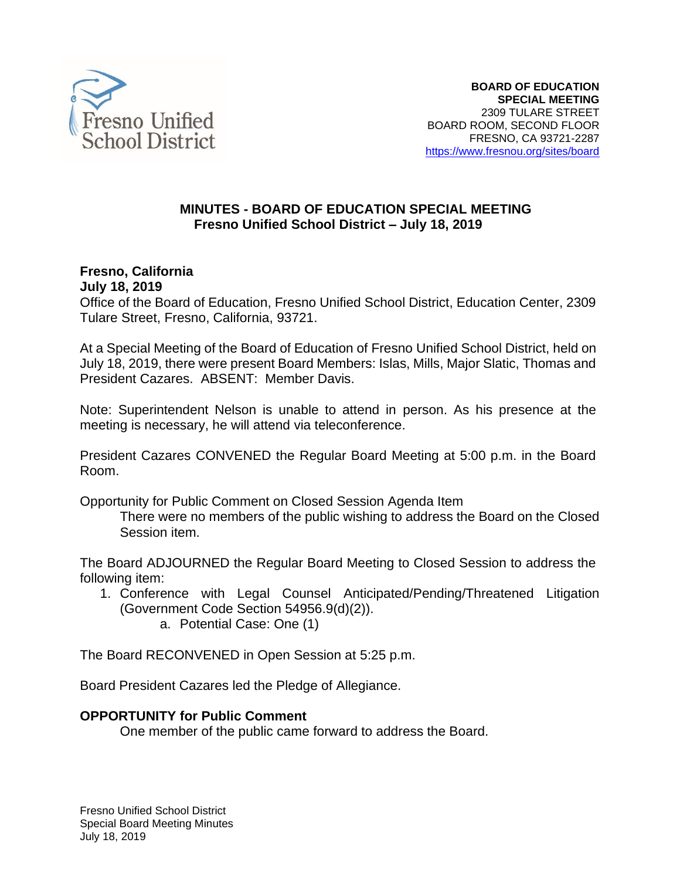Fresno Unified School District

**BOARD OF EDUCATION**
**SPECIAL MEETING**
2309 TULARE STREET
BOARD ROOM, SECOND FLOOR
FRESNO, CA 93721-2287
https://www.fresnou.org/sites/board

# MINUTES - BOARD OF EDUCATION SPECIAL MEETING
## Fresno Unified School District – July 18, 2019

**Fresno, California**
**July 18, 2019**
Office of the Board of Education, Fresno Unified School District, Education Center, 2309 Tulare Street, Fresno, California, 93721.

At a Special Meeting of the Board of Education of Fresno Unified School District, held on July 18, 2019, there were present Board Members: Islas, Mills, Major Slatic, Thomas and President Cazares. ABSENT: Member Davis.

Note: Superintendent Nelson is unable to attend in person. As his presence at the meeting is necessary, he will attend via teleconference.

President Cazares CONVENED the Regular Board Meeting at 5:00 p.m. in the Board Room.

Opportunity for Public Comment on Closed Session Agenda Item

There were no members of the public wishing to address the Board on the Closed Session item.

The Board ADJOURNED the Regular Board Meeting to Closed Session to address the following item:

1. Conference with Legal Counsel Anticipated/Pending/Threatened Litigation (Government Code Section 54956.9(d)(2)).
   a. Potential Case: One (1)

The Board RECONVENED in Open Session at 5:25 p.m.

Board President Cazares led the Pledge of Allegiance.

**OPPORTUNITY for Public Comment**

One member of the public came forward to address the Board.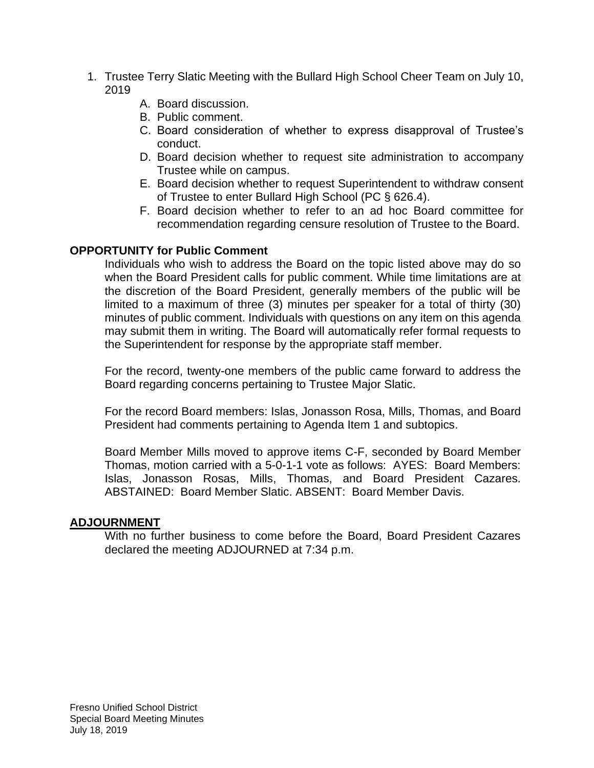1. Trustee Terry Slatic Meeting with the Bullard High School Cheer Team on July 10, 2019
   A. Board discussion.
   B. Public comment.
   C. Board consideration of whether to express disapproval of Trustee's conduct.
   D. Board decision whether to request site administration to accompany Trustee while on campus.
   E. Board decision whether to request Superintendent to withdraw consent of Trustee to enter Bullard High School (PC § 626.4).
   F. Board decision whether to refer to an ad hoc Board committee for recommendation regarding censure resolution of Trustee to the Board.

**OPPORTUNITY for Public Comment**

Individuals who wish to address the Board on the topic listed above may do so when the Board President calls for public comment. While time limitations are at the discretion of the Board President, generally members of the public will be limited to a maximum of three (3) minutes per speaker for a total of thirty (30) minutes of public comment. Individuals with questions on any item on this agenda may submit them in writing. The Board will automatically refer formal requests to the Superintendent for response by the appropriate staff member.

For the record, twenty-one members of the public came forward to address the Board regarding concerns pertaining to Trustee Major Slatic.

For the record Board members: Islas, Jonasson Rosa, Mills, Thomas, and Board President had comments pertaining to Agenda Item 1 and subtopics.

Board Member Mills moved to approve items C-F, seconded by Board Member Thomas, motion carried with a 5-0-1-1 vote as follows: AYES: Board Members: Islas, Jonasson Rosas, Mills, Thomas, and Board President Cazares. ABSTAINED: Board Member Slatic. ABSENT: Board Member Davis.

**ADJOURNMENT**

With no further business to come before the Board, Board President Cazares declared the meeting ADJOURNED at 7:34 p.m.